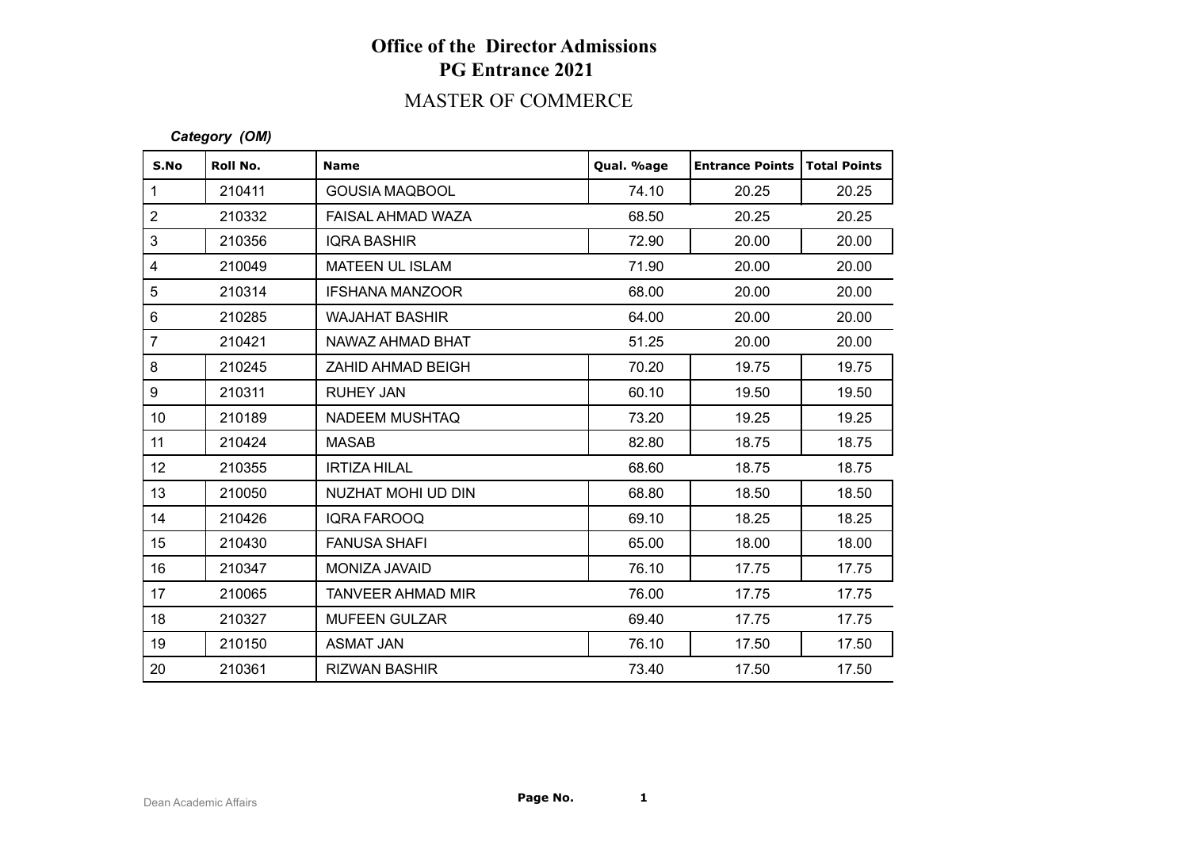# Office of the Director Admissions
# PG Entrance 2021

## MASTER OF COMMERCE

***Category (OM)***

| S.No | Roll No. | Name | Qual. %age | Entrance Points | Total Points |
|---|---|---|---|---|---|
| 1 | 210411 | GOUSIA MAQBOOL | 74.10 | 20.25 | 20.25 |
| 2 | 210332 | FAISAL AHMAD WAZA | 68.50 | 20.25 | 20.25 |
| 3 | 210356 | IQRA BASHIR | 72.90 | 20.00 | 20.00 |
| 4 | 210049 | MATEEN UL ISLAM | 71.90 | 20.00 | 20.00 |
| 5 | 210314 | IFSHANA MANZOOR | 68.00 | 20.00 | 20.00 |
| 6 | 210285 | WAJAHAT BASHIR | 64.00 | 20.00 | 20.00 |
| 7 | 210421 | NAWAZ AHMAD BHAT | 51.25 | 20.00 | 20.00 |
| 8 | 210245 | ZAHID AHMAD BEIGH | 70.20 | 19.75 | 19.75 |
| 9 | 210311 | RUHEY JAN | 60.10 | 19.50 | 19.50 |
| 10 | 210189 | NADEEM MUSHTAQ | 73.20 | 19.25 | 19.25 |
| 11 | 210424 | MASAB | 82.80 | 18.75 | 18.75 |
| 12 | 210355 | IRTIZA HILAL | 68.60 | 18.75 | 18.75 |
| 13 | 210050 | NUZHAT MOHI UD DIN | 68.80 | 18.50 | 18.50 |
| 14 | 210426 | IQRA FAROOQ | 69.10 | 18.25 | 18.25 |
| 15 | 210430 | FANUSA SHAFI | 65.00 | 18.00 | 18.00 |
| 16 | 210347 | MONIZA JAVAID | 76.10 | 17.75 | 17.75 |
| 17 | 210065 | TANVEER AHMAD MIR | 76.00 | 17.75 | 17.75 |
| 18 | 210327 | MUFEEN GULZAR | 69.40 | 17.75 | 17.75 |
| 19 | 210150 | ASMAT JAN | 76.10 | 17.50 | 17.50 |
| 20 | 210361 | RIZWAN BASHIR | 73.40 | 17.50 | 17.50 |

Dean Academic Affairs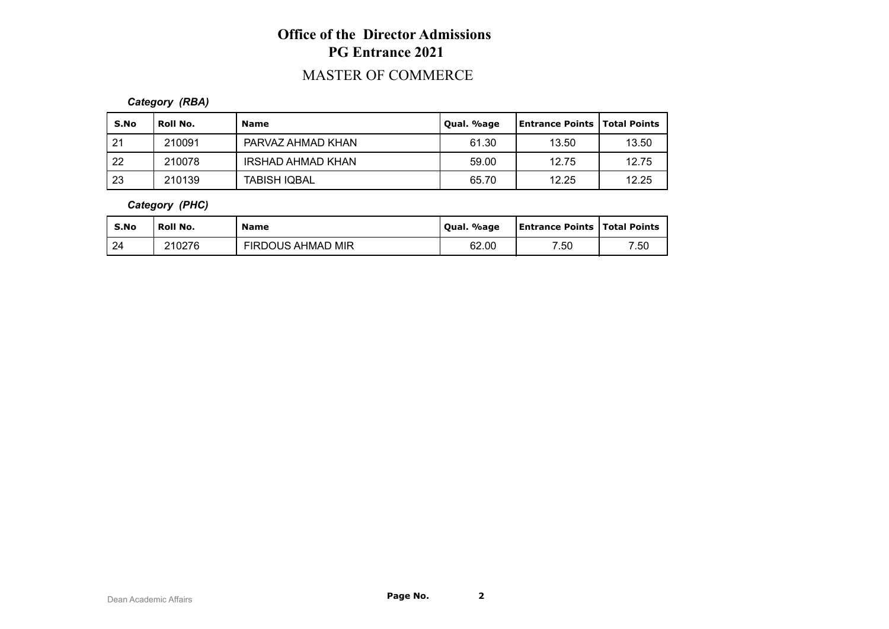# Office of the Director Admissions
# PG Entrance 2021

## MASTER OF COMMERCE

***Category (RBA)***

| S.No | Roll No. | Name | Qual. %age | Entrance Points | Total Points |
|---|---|---|---|---|---|
| 21 | 210091 | PARVAZ AHMAD KHAN | 61.30 | 13.50 | 13.50 |
| 22 | 210078 | IRSHAD AHMAD KHAN | 59.00 | 12.75 | 12.75 |
| 23 | 210139 | TABISH IQBAL | 65.70 | 12.25 | 12.25 |

***Category (PHC)***

| S.No | Roll No. | Name | Qual. %age | Entrance Points | Total Points |
|---|---|---|---|---|---|
| 24 | 210276 | FIRDOUS AHMAD MIR | 62.00 | 7.50 | 7.50 |

Dean Academic Affairs